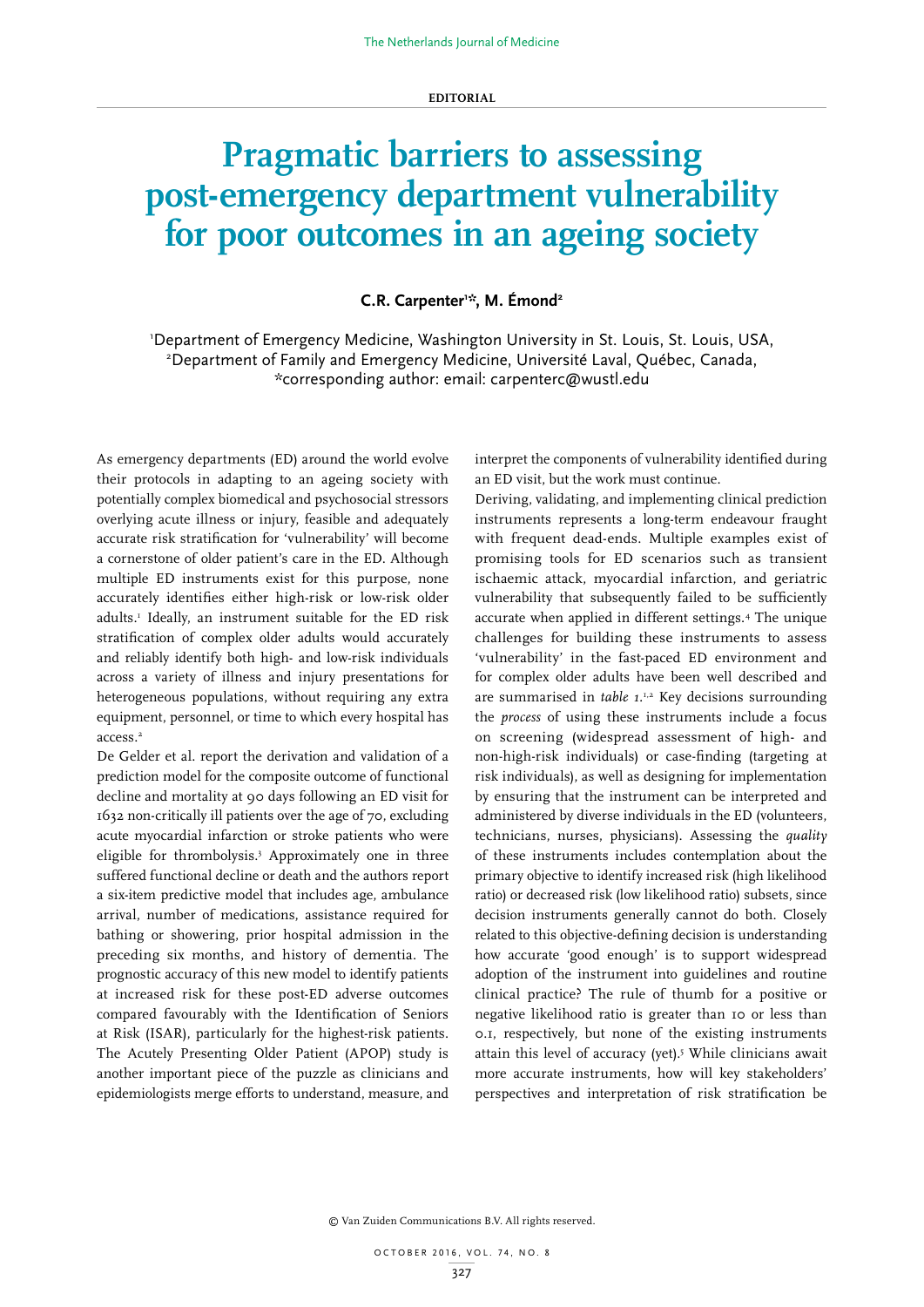EDITORIAL

# Pragmatic barriers to assessing post-emergency department vulnerability for poor outcomes in an ageing society

**C.R. Carpenter[1]*, M. Émond[2]**

[1]Department of Emergency Medicine, Washington University in St. Louis, St. Louis, USA, [2]Department of Family and Emergency Medicine, Université Laval, Québec, Canada, *corresponding author: email: carpenterc@wustl.edu

As emergency departments (ED) around the world evolve their protocols in adapting to an ageing society with potentially complex biomedical and psychosocial stressors overlying acute illness or injury, feasible and adequately accurate risk stratification for 'vulnerability' will become a cornerstone of older patient's care in the ED. Although multiple ED instruments exist for this purpose, none accurately identifies either high-risk or low-risk older adults.[1] Ideally, an instrument suitable for the ED risk stratification of complex older adults would accurately and reliably identify both high- and low-risk individuals across a variety of illness and injury presentations for heterogeneous populations, without requiring any extra equipment, personnel, or time to which every hospital has access.[2]

De Gelder et al. report the derivation and validation of a prediction model for the composite outcome of functional decline and mortality at 90 days following an ED visit for 1632 non-critically ill patients over the age of 70, excluding acute myocardial infarction or stroke patients who were eligible for thrombolysis.[3] Approximately one in three suffered functional decline or death and the authors report a six-item predictive model that includes age, ambulance arrival, number of medications, assistance required for bathing or showering, prior hospital admission in the preceding six months, and history of dementia. The prognostic accuracy of this new model to identify patients at increased risk for these post-ED adverse outcomes compared favourably with the Identification of Seniors at Risk (ISAR), particularly for the highest-risk patients. The Acutely Presenting Older Patient (APOP) study is another important piece of the puzzle as clinicians and epidemiologists merge efforts to understand, measure, and interpret the components of vulnerability identified during an ED visit, but the work must continue.

Deriving, validating, and implementing clinical prediction instruments represents a long-term endeavour fraught with frequent dead-ends. Multiple examples exist of promising tools for ED scenarios such as transient ischaemic attack, myocardial infarction, and geriatric vulnerability that subsequently failed to be sufficiently accurate when applied in different settings.[4] The unique challenges for building these instruments to assess 'vulnerability' in the fast-paced ED environment and for complex older adults have been well described and are summarised in *table 1*.[1,2] Key decisions surrounding the *process* of using these instruments include a focus on screening (widespread assessment of high- and non-high-risk individuals) or case-finding (targeting at risk individuals), as well as designing for implementation by ensuring that the instrument can be interpreted and administered by diverse individuals in the ED (volunteers, technicians, nurses, physicians). Assessing the *quality* of these instruments includes contemplation about the primary objective to identify increased risk (high likelihood ratio) or decreased risk (low likelihood ratio) subsets, since decision instruments generally cannot do both. Closely related to this objective-defining decision is understanding how accurate 'good enough' is to support widespread adoption of the instrument into guidelines and routine clinical practice? The rule of thumb for a positive or negative likelihood ratio is greater than 10 or less than 0.1, respectively, but none of the existing instruments attain this level of accuracy (yet).[5] While clinicians await more accurate instruments, how will key stakeholders' perspectives and interpretation of risk stratification be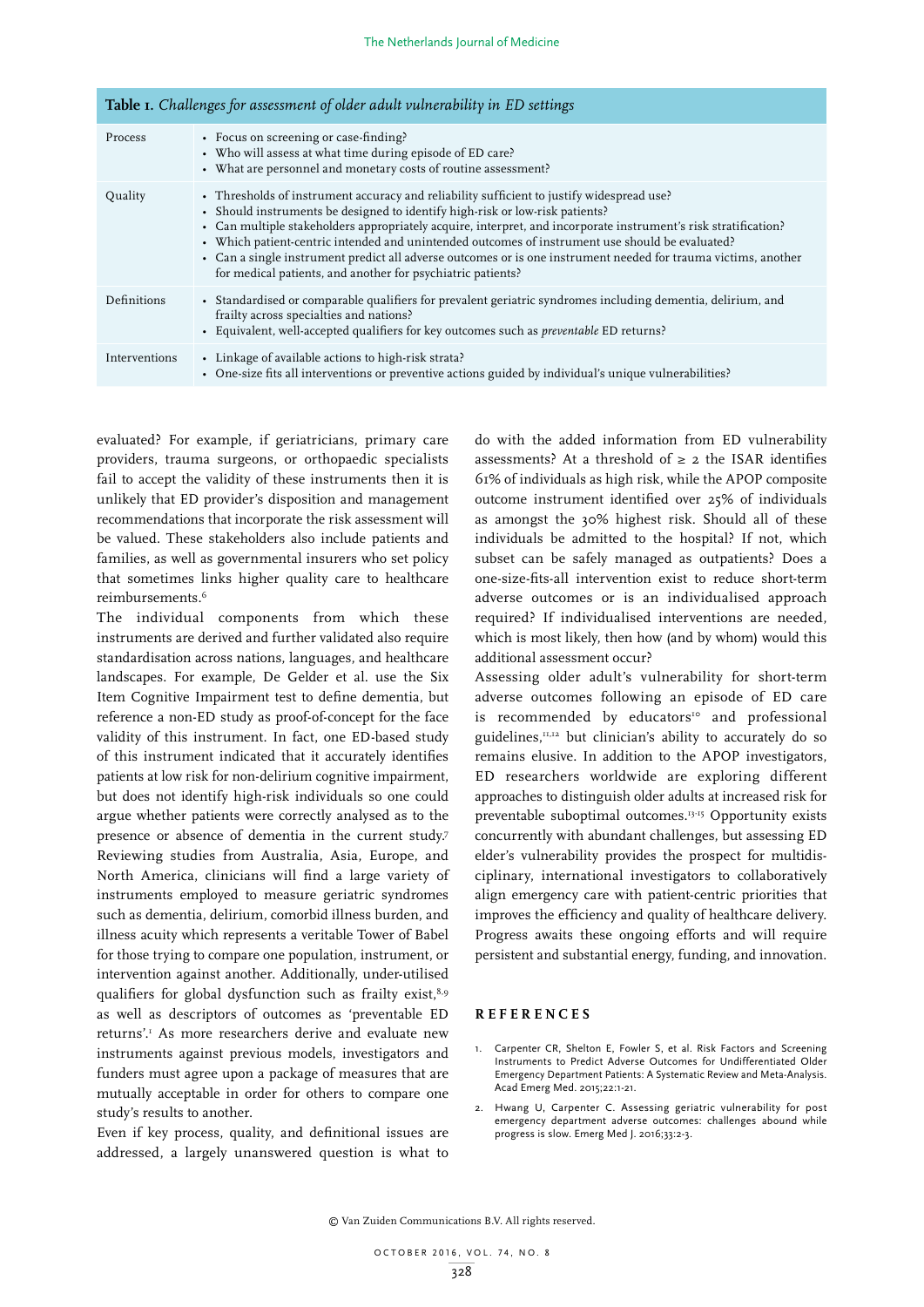**Table 1.** *Challenges for assessment of older adult vulnerability in ED settings*

| | |
|---|---|
| Process | • Focus on screening or case-finding?<br>• Who will assess at what time during episode of ED care?<br>• What are personnel and monetary costs of routine assessment? |
| Quality | • Thresholds of instrument accuracy and reliability sufficient to justify widespread use?<br>• Should instruments be designed to identify high-risk or low-risk patients?<br>• Can multiple stakeholders appropriately acquire, interpret, and incorporate instrument's risk stratification?<br>• Which patient-centric intended and unintended outcomes of instrument use should be evaluated?<br>• Can a single instrument predict all adverse outcomes or is one instrument needed for trauma victims, another for medical patients, and another for psychiatric patients? |
| Definitions | • Standardised or comparable qualifiers for prevalent geriatric syndromes including dementia, delirium, and frailty across specialties and nations?<br>• Equivalent, well-accepted qualifiers for key outcomes such as *preventable* ED returns? |
| Interventions | • Linkage of available actions to high-risk strata?<br>• One-size fits all interventions or preventive actions guided by individual's unique vulnerabilities? |

evaluated? For example, if geriatricians, primary care providers, trauma surgeons, or orthopaedic specialists fail to accept the validity of these instruments then it is unlikely that ED provider's disposition and management recommendations that incorporate the risk assessment will be valued. These stakeholders also include patients and families, as well as governmental insurers who set policy that sometimes links higher quality care to healthcare reimbursements.[6]

The individual components from which these instruments are derived and further validated also require standardisation across nations, languages, and healthcare landscapes. For example, De Gelder et al. use the Six Item Cognitive Impairment test to define dementia, but reference a non-ED study as proof-of-concept for the face validity of this instrument. In fact, one ED-based study of this instrument indicated that it accurately identifies patients at low risk for non-delirium cognitive impairment, but does not identify high-risk individuals so one could argue whether patients were correctly analysed as to the presence or absence of dementia in the current study.[7] Reviewing studies from Australia, Asia, Europe, and North America, clinicians will find a large variety of instruments employed to measure geriatric syndromes such as dementia, delirium, comorbid illness burden, and illness acuity which represents a veritable Tower of Babel for those trying to compare one population, instrument, or intervention against another. Additionally, under-utilised qualifiers for global dysfunction such as frailty exist,[8,9] as well as descriptors of outcomes as 'preventable ED returns'.[1] As more researchers derive and evaluate new instruments against previous models, investigators and funders must agree upon a package of measures that are mutually acceptable in order for others to compare one study's results to another.

Even if key process, quality, and definitional issues are addressed, a largely unanswered question is what to do with the added information from ED vulnerability assessments? At a threshold of ≥ 2 the ISAR identifies 61% of individuals as high risk, while the APOP composite outcome instrument identified over 25% of individuals as amongst the 30% highest risk. Should all of these individuals be admitted to the hospital? If not, which subset can be safely managed as outpatients? Does a one-size-fits-all intervention exist to reduce short-term adverse outcomes or is an individualised approach required? If individualised interventions are needed, which is most likely, then how (and by whom) would this additional assessment occur?

Assessing older adult's vulnerability for short-term adverse outcomes following an episode of ED care is recommended by educators[10] and professional guidelines,[11,12] but clinician's ability to accurately do so remains elusive. In addition to the APOP investigators, ED researchers worldwide are exploring different approaches to distinguish older adults at increased risk for preventable suboptimal outcomes.[13-15] Opportunity exists concurrently with abundant challenges, but assessing ED elder's vulnerability provides the prospect for multidisciplinary, international investigators to collaboratively align emergency care with patient-centric priorities that improves the efficiency and quality of healthcare delivery. Progress awaits these ongoing efforts and will require persistent and substantial energy, funding, and innovation.

## REFERENCES

1. Carpenter CR, Shelton E, Fowler S, et al. Risk Factors and Screening Instruments to Predict Adverse Outcomes for Undifferentiated Older Emergency Department Patients: A Systematic Review and Meta-Analysis. Acad Emerg Med. 2015;22:1-21.
2. Hwang U, Carpenter C. Assessing geriatric vulnerability for post emergency department adverse outcomes: challenges abound while progress is slow. Emerg Med J. 2016;33:2-3.

© Van Zuiden Communications B.V. All rights reserved.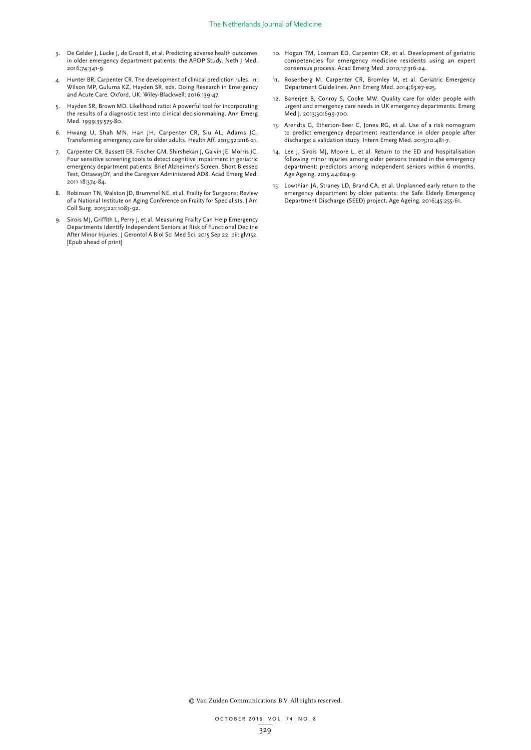3. De Gelder J, Lucke J, de Groot B, et al. Predicting adverse health outcomes in older emergency department patients: the APOP Study. Neth J Med. 2016;74:341-9.
4. Hunter BR, Carpenter CR. The development of clinical prediction rules. In: Wilson MP, Guluma KZ, Hayden SR, eds. Doing Research in Emergency and Acute Care. Oxford, UK: Wiley-Blackwell; 2016:139-47.
5. Hayden SR, Brown MD. Likelihood ratio: A powerful tool for incorporating the results of a diagnostic test into clinical decisionmaking. Ann Emerg Med. 1999;33:575-80.
6. Hwang U, Shah MN, Han JH, Carpenter CR, Siu AL, Adams JG. Transforming emergency care for older adults. Health Aff. 2013;32:2116-21.
7. Carpenter CR, Bassett ER, Fischer GM, Shirshekan J, Galvin JE, Morris JC. Four sensitive screening tools to detect cognitive impairment in geriatric emergency department patients: Brief Alzheimer's Screen, Short Blessed Test, Ottawa3DY, and the Caregiver Administered AD8. Acad Emerg Med. 2011 18:374-84.
8. Robinson TN, Walston JD, Brummel NE, et al. Frailty for Surgeons: Review of a National Institute on Aging Conference on Frailty for Specialists. J Am Coll Surg. 2015;221:1083-92.
9. Sirois MJ, Griffith L, Perry J, et al. Measuring Frailty Can Help Emergency Departments Identify Independent Seniors at Risk of Functional Decline After Minor Injuries. J Gerontol A Biol Sci Med Sci. 2015 Sep 22. pii: glv152. [Epub ahead of print]
10. Hogan TM, Losman ED, Carpenter CR, et al. Development of geriatric competencies for emergency medicine residents using an expert consensus process. Acad Emerg Med. 2010;17:316-24.
11. Rosenberg M, Carpenter CR, Bromley M, et al. Geriatric Emergency Department Guidelines. Ann Emerg Med. 2014;63:e7-e25.
12. Banerjee B, Conroy S, Cooke MW. Quality care for older people with urgent and emergency care needs in UK emergency departments. Emerg Med J. 2013;30:699-700.
13. Arendts G, Etherton-Beer C, Jones RG, et al. Use of a risk nomogram to predict emergency department reattendance in older people after discharge: a validation study. Intern Emerg Med. 2015;10:481-7.
14. Lee J, Sirois MJ, Moore L, et al. Return to the ED and hospitalisation following minor injuries among older persons treated in the emergency department: predictors among independent seniors within 6 months. Age Ageing. 2015;44:624-9.
15. Lowthian JA, Straney LD, Brand CA, et al. Unplanned early return to the emergency department by older patients: the Safe Elderly Emergency Department Discharge (SEED) project. Age Ageing. 2016;45:255-61.